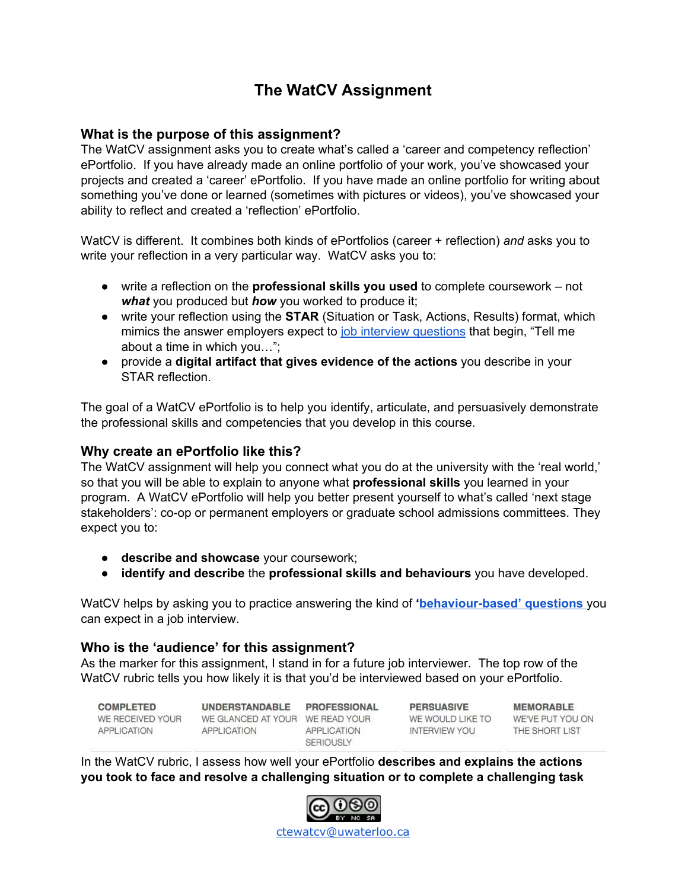# The WatCV Assignment

## What is the purpose of this assignment?

The WatCV assignment asks you to create what's called a 'career and competency reflection' ePortfolio. If you have already made an online portfolio of your work, you've showcased your projects and created a 'career' ePortfolio. If you have made an online portfolio for writing about something you've done or learned (sometimes with pictures or videos), you've showcased your ability to reflect and created a 'reflection' ePortfolio.

WatCV is different. It combines both kinds of ePortfolios (career + reflection) *and* asks you to write your reflection in a very particular way. WatCV asks you to:

- write a reflection on the **professional skills you used** to complete coursework – not ***what*** you produced but ***how*** you worked to produce it;
- write your reflection using the **STAR** (Situation or Task, Actions, Results) format, which mimics the answer employers expect to job interview questions that begin, "Tell me about a time in which you…";
- provide a **digital artifact that gives evidence of the actions** you describe in your STAR reflection.

The goal of a WatCV ePortfolio is to help you identify, articulate, and persuasively demonstrate the professional skills and competencies that you develop in this course.

## Why create an ePortfolio like this?

The WatCV assignment will help you connect what you do at the university with the 'real world,' so that you will be able to explain to anyone what **professional skills** you learned in your program. A WatCV ePortfolio will help you better present yourself to what's called 'next stage stakeholders': co-op or permanent employers or graduate school admissions committees. They expect you to:

- **describe and showcase** your coursework;
- **identify and describe** the **professional skills and behaviours** you have developed.

WatCV helps by asking you to practice answering the kind of **'behaviour-based' questions** you can expect in a job interview.

## Who is the 'audience' for this assignment?

As the marker for this assignment, I stand in for a future job interviewer. The top row of the WatCV rubric tells you how likely it is that you'd be interviewed based on your ePortfolio.

| COMPLETED | UNDERSTANDABLE | PROFESSIONAL | PERSUASIVE | MEMORABLE |
|---|---|---|---|---|
| WE RECEIVED YOUR APPLICATION | WE GLANCED AT YOUR APPLICATION | WE READ YOUR APPLICATION SERIOUSLY | WE WOULD LIKE TO INTERVIEW YOU | WE'VE PUT YOU ON THE SHORT LIST |

In the WatCV rubric, I assess how well your ePortfolio **describes and explains the actions you took to face and resolve a challenging situation or to complete a challenging task**

ctewatcv@uwaterloo.ca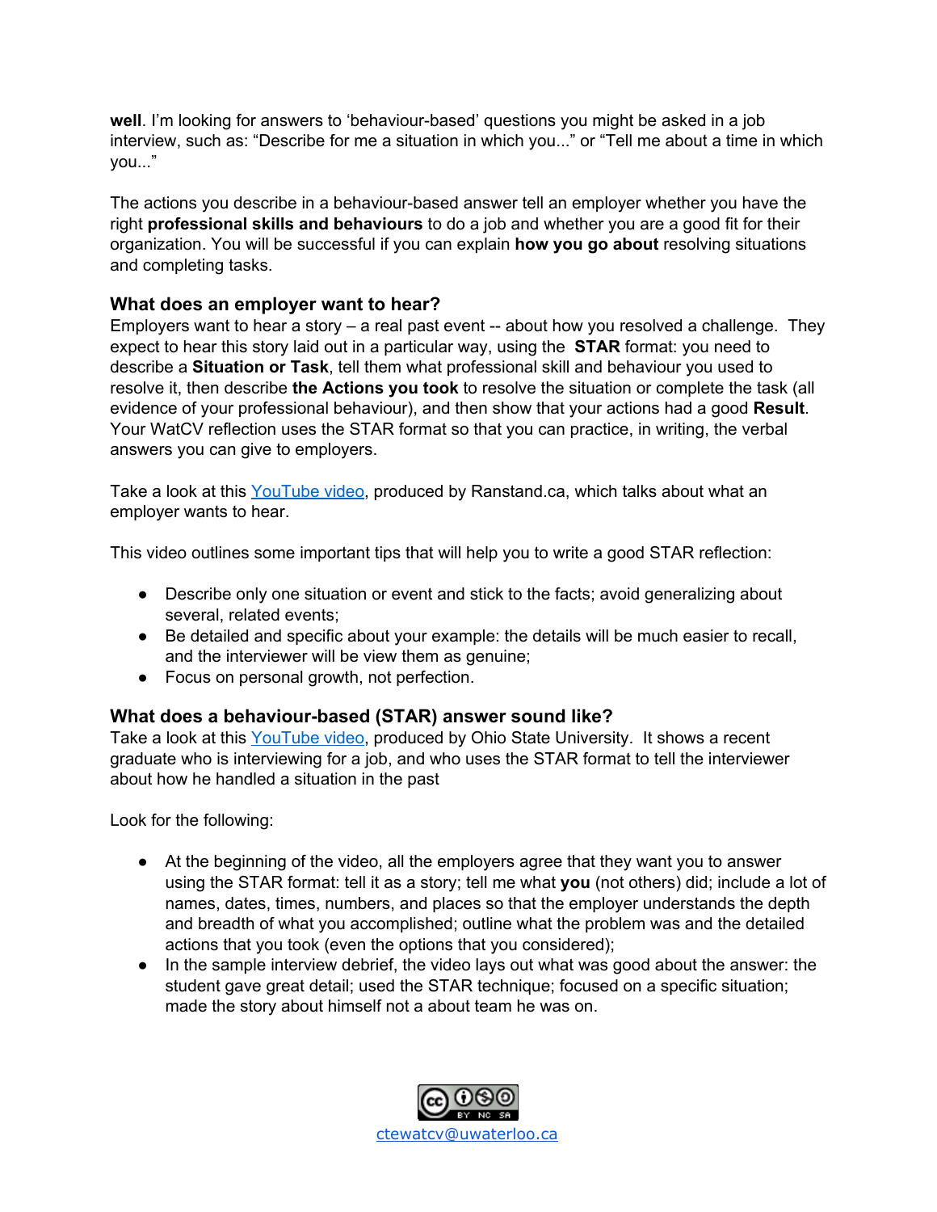**well**. I'm looking for answers to 'behaviour-based' questions you might be asked in a job interview, such as: "Describe for me a situation in which you..." or "Tell me about a time in which you..."

The actions you describe in a behaviour-based answer tell an employer whether you have the right **professional skills and behaviours** to do a job and whether you are a good fit for their organization. You will be successful if you can explain **how you go about** resolving situations and completing tasks.

### What does an employer want to hear?

Employers want to hear a story – a real past event -- about how you resolved a challenge. They expect to hear this story laid out in a particular way, using the **STAR** format: you need to describe a **Situation or Task**, tell them what professional skill and behaviour you used to resolve it, then describe **the Actions you took** to resolve the situation or complete the task (all evidence of your professional behaviour), and then show that your actions had a good **Result**. Your WatCV reflection uses the STAR format so that you can practice, in writing, the verbal answers you can give to employers.

Take a look at this YouTube video, produced by Ranstand.ca, which talks about what an employer wants to hear.

This video outlines some important tips that will help you to write a good STAR reflection:

- Describe only one situation or event and stick to the facts; avoid generalizing about several, related events;
- Be detailed and specific about your example: the details will be much easier to recall, and the interviewer will be view them as genuine;
- Focus on personal growth, not perfection.

### What does a behaviour-based (STAR) answer sound like?

Take a look at this YouTube video, produced by Ohio State University. It shows a recent graduate who is interviewing for a job, and who uses the STAR format to tell the interviewer about how he handled a situation in the past

Look for the following:

- At the beginning of the video, all the employers agree that they want you to answer using the STAR format: tell it as a story; tell me what **you** (not others) did; include a lot of names, dates, times, numbers, and places so that the employer understands the depth and breadth of what you accomplished; outline what the problem was and the detailed actions that you took (even the options that you considered);
- In the sample interview debrief, the video lays out what was good about the answer: the student gave great detail; used the STAR technique; focused on a specific situation; made the story about himself not a about team he was on.

ctewatcv@uwaterloo.ca